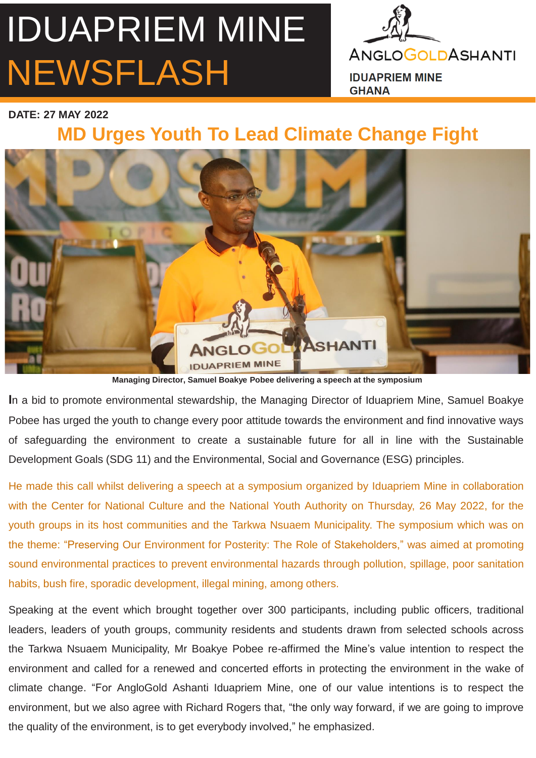# IDUAPRIEM MINE NEWSFLASH

ANGLOGOLDASHANTI

**IDUAPRIEM MINE GHANA**

**DATE: 27 MAY 2022**

## MD Urges Youth To Lead Climate Change Fight

**Managing Director, Samuel Boakye Pobee delivering a speech at the symposium**

In a bid to promote environmental stewardship, the Managing Director of Iduapriem Mine, Samuel Boakye Pobee has urged the youth to change every poor attitude towards the environment and find innovative ways of safeguarding the environment to create a sustainable future for all in line with the Sustainable Development Goals (SDG 11) and the Environmental, Social and Governance (ESG) principles.

He made this call whilst delivering a speech at a symposium organized by Iduapriem Mine in collaboration with the Center for National Culture and the National Youth Authority on Thursday, 26 May 2022, for the youth groups in its host communities and the Tarkwa Nsuaem Municipality. The symposium which was on the theme: "Preserving Our Environment for Posterity: The Role of Stakeholders," was aimed at promoting sound environmental practices to prevent environmental hazards through pollution, spillage, poor sanitation habits, bush fire, sporadic development, illegal mining, among others.

Speaking at the event which brought together over 300 participants, including public officers, traditional leaders, leaders of youth groups, community residents and students drawn from selected schools across the Tarkwa Nsuaem Municipality, Mr Boakye Pobee re-affirmed the Mine's value intention to respect the environment and called for a renewed and concerted efforts in protecting the environment in the wake of climate change. "For AngloGold Ashanti Iduapriem Mine, one of our value intentions is to respect the environment, but we also agree with Richard Rogers that, "the only way forward, if we are going to improve the quality of the environment, is to get everybody involved," he emphasized.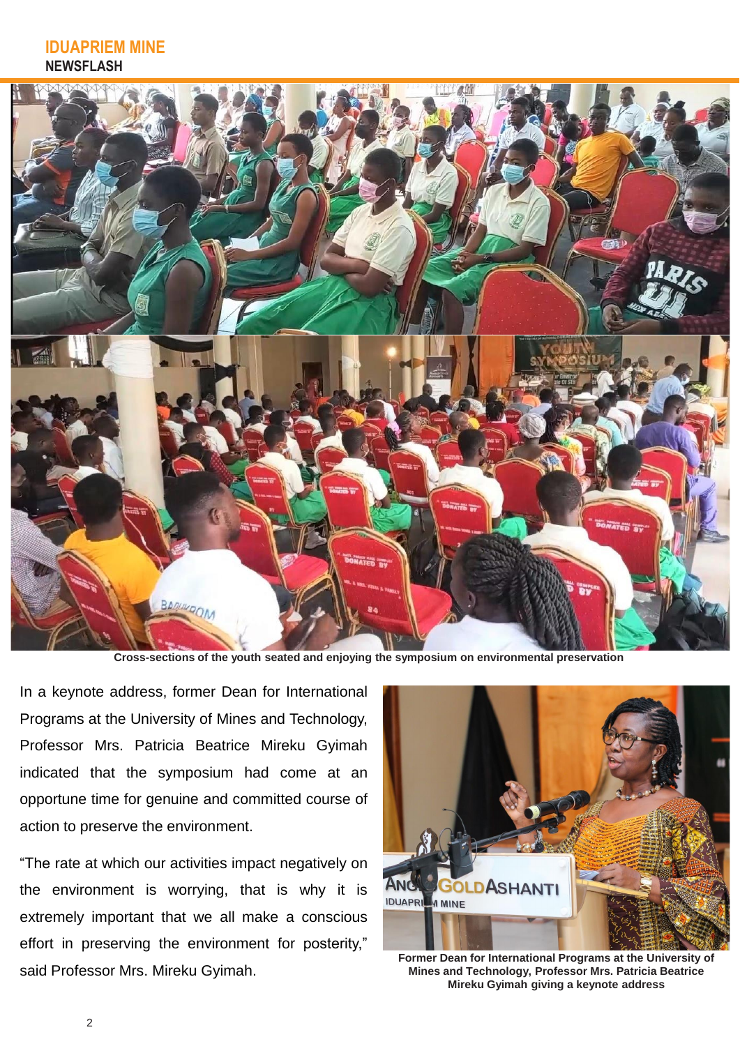Cross-sections of the youth seated and enjoying the symposium on environmental preservation

In a keynote address, former Dean for International Programs at the University of Mines and Technology, Professor Mrs. Patricia Beatrice Mireku Gyimah indicated that the symposium had come at an opportune time for genuine and committed course of action to preserve the environment.

"The rate at which our activities impact negatively on the environment is worrying, that is why it is extremely important that we all make a conscious effort in preserving the environment for posterity," said Professor Mrs. Mireku Gyimah.

Former Dean for International Programs at the University of Mines and Technology, Professor Mrs. Patricia Beatrice Mireku Gyimah giving a keynote address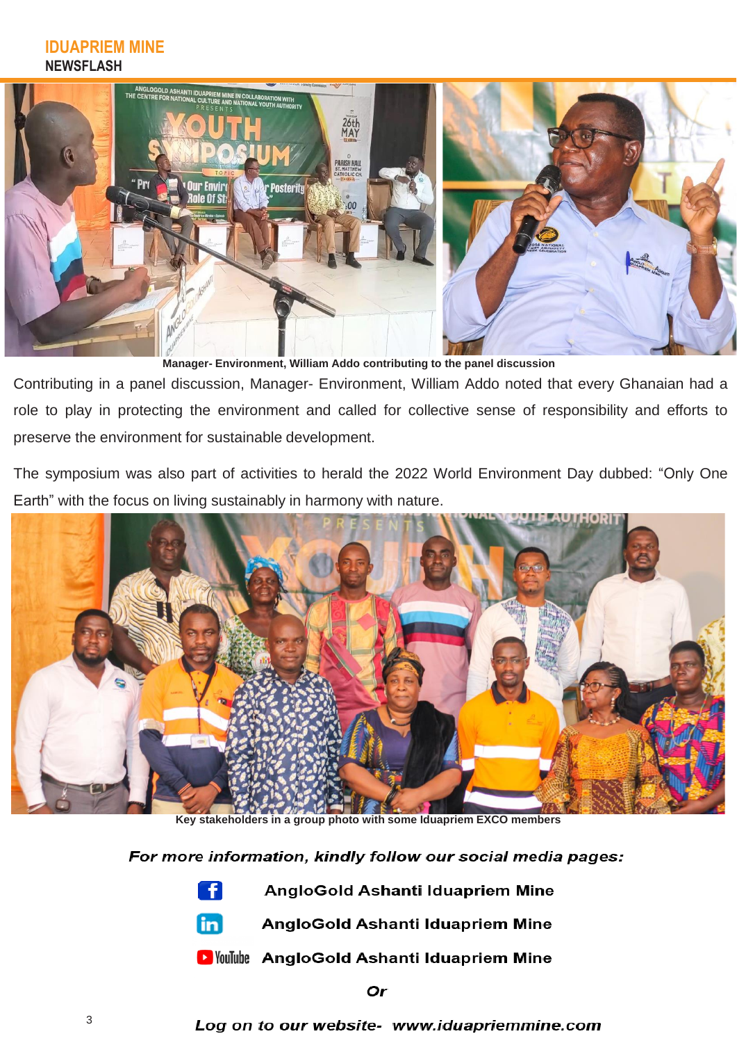Manager- Environment, William Addo contributing to the panel discussion

Contributing in a panel discussion, Manager- Environment, William Addo noted that every Ghanaian had a role to play in protecting the environment and called for collective sense of responsibility and efforts to preserve the environment for sustainable development.

The symposium was also part of activities to herald the 2022 World Environment Day dubbed: "Only One Earth" with the focus on living sustainably in harmony with nature.

Key stakeholders in a group photo with some Iduapriem EXCO members

***For more information, kindly follow our social media pages:***

**AngloGold Ashanti Iduapriem Mine**

**AngloGold Ashanti Iduapriem Mine**

YouTube **AngloGold Ashanti Iduapriem Mine**

***Or***

***Log on to our website- www.iduapriemmine.com***